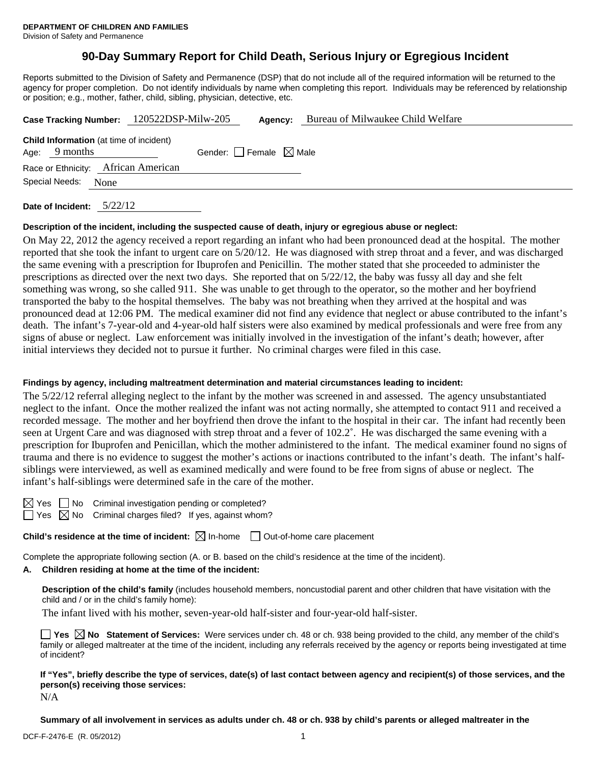**DEPARTMENT OF CHILDREN AND FAMILIES**
Division of Safety and Permanence

# 90-Day Summary Report for Child Death, Serious Injury or Egregious Incident

Reports submitted to the Division of Safety and Permanence (DSP) that do not include all of the required information will be returned to the agency for proper completion. Do not identify individuals by name when completing this report. Individuals may be referenced by relationship or position; e.g., mother, father, child, sibling, physician, detective, etc.

**Case Tracking Number:** 120522DSP-Milw-205 **Agency:** Bureau of Milwaukee Child Welfare

**Child Information** (at time of incident)
Age: 9 months Gender: ☐ Female ☒ Male
Race or Ethnicity: African American
Special Needs: None

**Date of Incident:** 5/22/12

**Description of the incident, including the suspected cause of death, injury or egregious abuse or neglect:**

On May 22, 2012 the agency received a report regarding an infant who had been pronounced dead at the hospital. The mother reported that she took the infant to urgent care on 5/20/12. He was diagnosed with strep throat and a fever, and was discharged the same evening with a prescription for Ibuprofen and Penicillin. The mother stated that she proceeded to administer the prescriptions as directed over the next two days. She reported that on 5/22/12, the baby was fussy all day and she felt something was wrong, so she called 911. She was unable to get through to the operator, so the mother and her boyfriend transported the baby to the hospital themselves. The baby was not breathing when they arrived at the hospital and was pronounced dead at 12:06 PM. The medical examiner did not find any evidence that neglect or abuse contributed to the infant's death. The infant's 7-year-old and 4-year-old half sisters were also examined by medical professionals and were free from any signs of abuse or neglect. Law enforcement was initially involved in the investigation of the infant's death; however, after initial interviews they decided not to pursue it further. No criminal charges were filed in this case.

**Findings by agency, including maltreatment determination and material circumstances leading to incident:**

The 5/22/12 referral alleging neglect to the infant by the mother was screened in and assessed. The agency unsubstantiated neglect to the infant. Once the mother realized the infant was not acting normally, she attempted to contact 911 and received a recorded message. The mother and her boyfriend then drove the infant to the hospital in their car. The infant had recently been seen at Urgent Care and was diagnosed with strep throat and a fever of 102.2˚. He was discharged the same evening with a prescription for Ibuprofen and Penicillan, which the mother administered to the infant. The medical examiner found no signs of trauma and there is no evidence to suggest the mother's actions or inactions contributed to the infant's death. The infant's half-siblings were interviewed, as well as examined medically and were found to be free from signs of abuse or neglect. The infant's half-siblings were determined safe in the care of the mother.

☒ Yes ☐ No Criminal investigation pending or completed?
☐ Yes ☒ No Criminal charges filed? If yes, against whom?

**Child's residence at the time of incident:** ☒ In-home ☐ Out-of-home care placement

Complete the appropriate following section (A. or B. based on the child's residence at the time of the incident).

**A. Children residing at home at the time of the incident:**

**Description of the child's family** (includes household members, noncustodial parent and other children that have visitation with the child and / or in the child's family home):

The infant lived with his mother, seven-year-old half-sister and four-year-old half-sister.

☐ **Yes** ☒ **No** **Statement of Services:** Were services under ch. 48 or ch. 938 being provided to the child, any member of the child's family or alleged maltreater at the time of the incident, including any referrals received by the agency or reports being investigated at time of incident?

**If "Yes", briefly describe the type of services, date(s) of last contact between agency and recipient(s) of those services, and the person(s) receiving those services:**

N/A

**Summary of all involvement in services as adults under ch. 48 or ch. 938 by child's parents or alleged maltreater in the**

DCF-F-2476-E (R. 05/2012)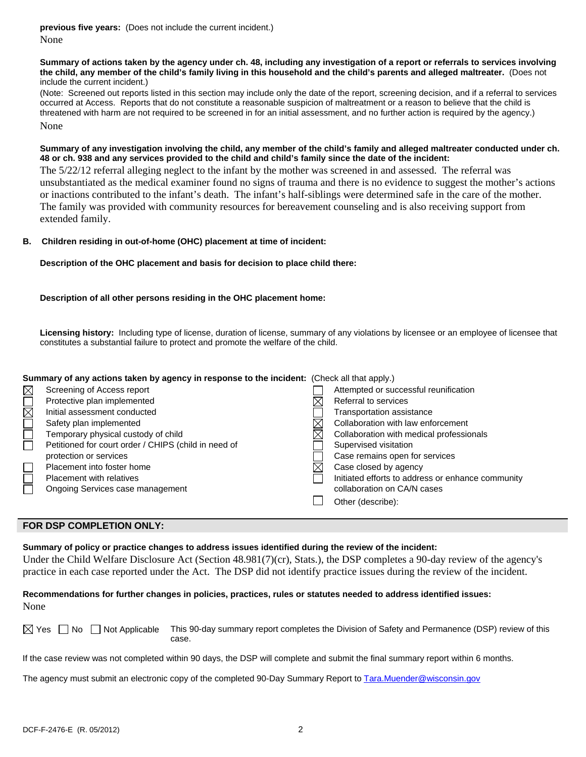**previous five years:** (Does not include the current incident.)

None

**Summary of actions taken by the agency under ch. 48, including any investigation of a report or referrals to services involving the child, any member of the child's family living in this household and the child's parents and alleged maltreater.** (Does not include the current incident.)

(Note: Screened out reports listed in this section may include only the date of the report, screening decision, and if a referral to services occurred at Access. Reports that do not constitute a reasonable suspicion of maltreatment or a reason to believe that the child is threatened with harm are not required to be screened in for an initial assessment, and no further action is required by the agency.)

None

**Summary of any investigation involving the child, any member of the child's family and alleged maltreater conducted under ch. 48 or ch. 938 and any services provided to the child and child's family since the date of the incident:**

The 5/22/12 referral alleging neglect to the infant by the mother was screened in and assessed. The referral was unsubstantiated as the medical examiner found no signs of trauma and there is no evidence to suggest the mother's actions or inactions contributed to the infant's death. The infant's half-siblings were determined safe in the care of the mother. The family was provided with community resources for bereavement counseling and is also receiving support from extended family.

**B. Children residing in out-of-home (OHC) placement at time of incident:**

**Description of the OHC placement and basis for decision to place child there:**

**Description of all other persons residing in the OHC placement home:**

**Licensing history:** Including type of license, duration of license, summary of any violations by licensee or an employee of licensee that constitutes a substantial failure to protect and promote the welfare of the child.

**Summary of any actions taken by agency in response to the incident:** (Check all that apply.)

- ☒ Screening of Access report
- ☐ Protective plan implemented
- ☒ Initial assessment conducted
- ☐ Safety plan implemented
- ☐ Temporary physical custody of child
- ☐ Petitioned for court order / CHIPS (child in need of protection or services
- ☐ Placement into foster home
- ☐ Placement with relatives
- ☐ Ongoing Services case management
- ☐ Attempted or successful reunification
- ☒ Referral to services
- ☐ Transportation assistance
- ☒ Collaboration with law enforcement
- ☒ Collaboration with medical professionals
- ☐ Supervised visitation
- ☐ Case remains open for services
- ☒ Case closed by agency
- ☐ Initiated efforts to address or enhance community collaboration on CA/N cases
- ☐ Other (describe):

## FOR DSP COMPLETION ONLY:

**Summary of policy or practice changes to address issues identified during the review of the incident:**

Under the Child Welfare Disclosure Act (Section 48.981(7)(cr), Stats.), the DSP completes a 90-day review of the agency's practice in each case reported under the Act. The DSP did not identify practice issues during the review of the incident.

**Recommendations for further changes in policies, practices, rules or statutes needed to address identified issues:**

None

☒ Yes ☐ No ☐ Not Applicable This 90-day summary report completes the Division of Safety and Permanence (DSP) review of this case.

If the case review was not completed within 90 days, the DSP will complete and submit the final summary report within 6 months.

The agency must submit an electronic copy of the completed 90-Day Summary Report to Tara.Muender@wisconsin.gov

DCF-F-2476-E (R. 05/2012)